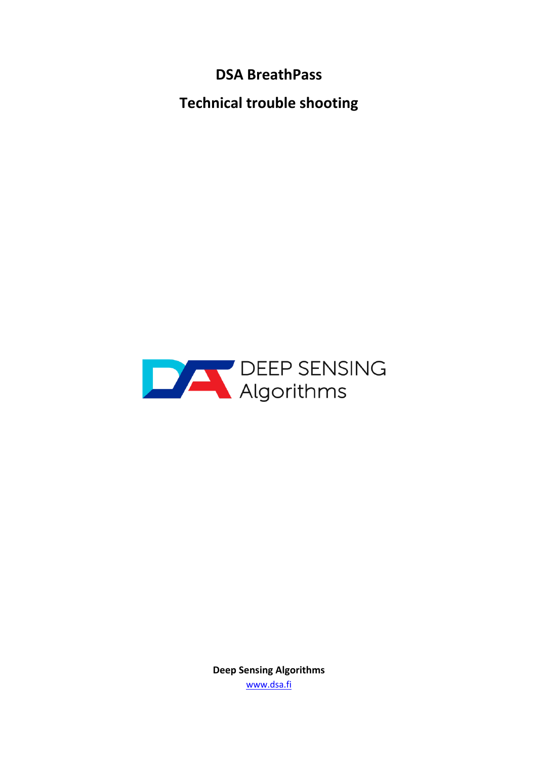# DSA BreathPass

## Technical trouble shooting

DEEP SENSING Algorithms

**Deep Sensing Algorithms**

www.dsa.fi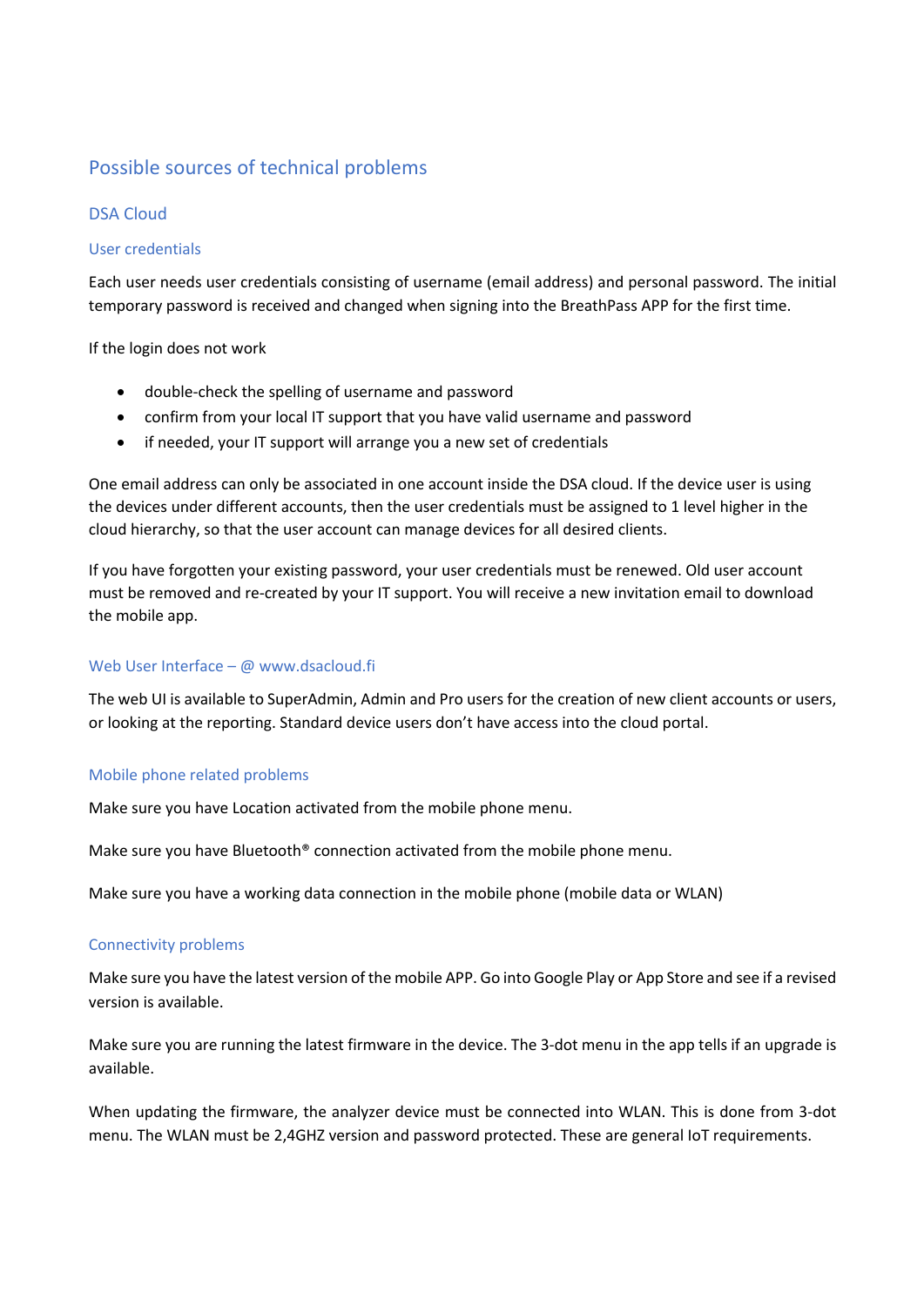# Possible sources of technical problems

## DSA Cloud

### User credentials

Each user needs user credentials consisting of username (email address) and personal password. The initial temporary password is received and changed when signing into the BreathPass APP for the first time.

If the login does not work

- double-check the spelling of username and password
- confirm from your local IT support that you have valid username and password
- if needed, your IT support will arrange you a new set of credentials

One email address can only be associated in one account inside the DSA cloud. If the device user is using the devices under different accounts, then the user credentials must be assigned to 1 level higher in the cloud hierarchy, so that the user account can manage devices for all desired clients.

If you have forgotten your existing password, your user credentials must be renewed. Old user account must be removed and re-created by your IT support. You will receive a new invitation email to download the mobile app.

### Web User Interface – @ www.dsacloud.fi

The web UI is available to SuperAdmin, Admin and Pro users for the creation of new client accounts or users, or looking at the reporting. Standard device users don't have access into the cloud portal.

### Mobile phone related problems

Make sure you have Location activated from the mobile phone menu.

Make sure you have Bluetooth® connection activated from the mobile phone menu.

Make sure you have a working data connection in the mobile phone (mobile data or WLAN)

### Connectivity problems

Make sure you have the latest version of the mobile APP. Go into Google Play or App Store and see if a revised version is available.

Make sure you are running the latest firmware in the device. The 3-dot menu in the app tells if an upgrade is available.

When updating the firmware, the analyzer device must be connected into WLAN. This is done from 3-dot menu. The WLAN must be 2,4GHZ version and password protected. These are general IoT requirements.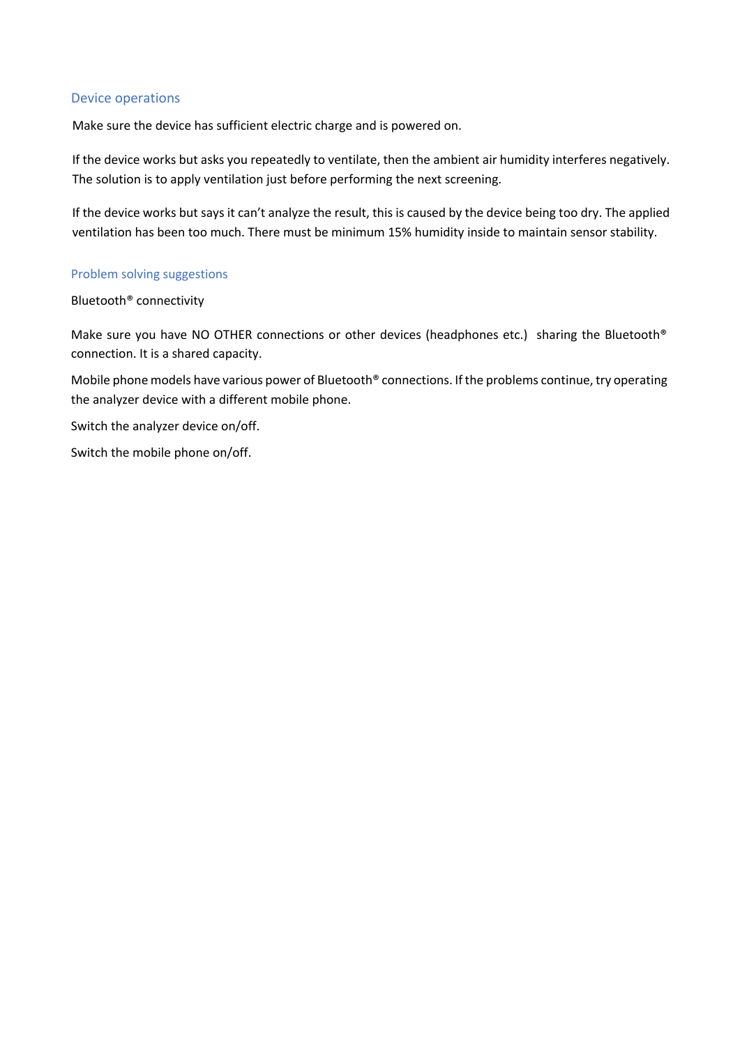## Device operations

Make sure the device has sufficient electric charge and is powered on.

If the device works but asks you repeatedly to ventilate, then the ambient air humidity interferes negatively. The solution is to apply ventilation just before performing the next screening.

If the device works but says it can't analyze the result, this is caused by the device being too dry. The applied ventilation has been too much. There must be minimum 15% humidity inside to maintain sensor stability.

## Problem solving suggestions

Bluetooth® connectivity

Make sure you have NO OTHER connections or other devices (headphones etc.) sharing the Bluetooth® connection. It is a shared capacity.

Mobile phone models have various power of Bluetooth® connections. If the problems continue, try operating the analyzer device with a different mobile phone.

Switch the analyzer device on/off.

Switch the mobile phone on/off.